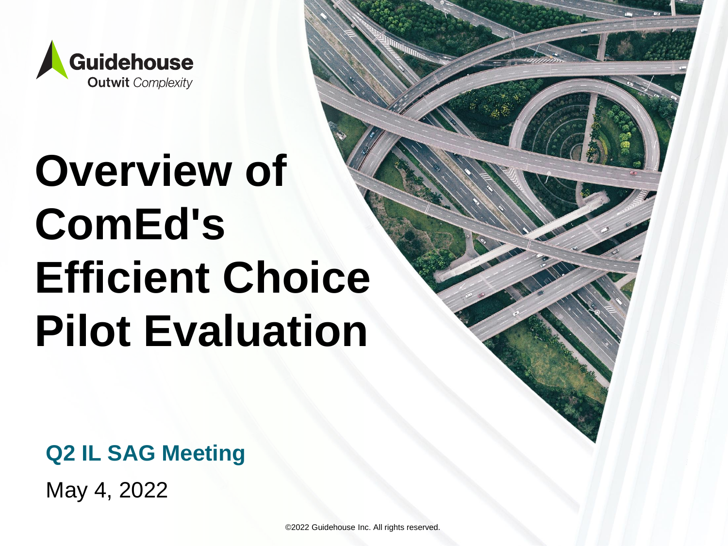Guidehouse
Outwit *Complexity*

# Overview of ComEd's Efficient Choice Pilot Evaluation

**Q2 IL SAG Meeting**

May 4, 2022

©2022 Guidehouse Inc. All rights reserved.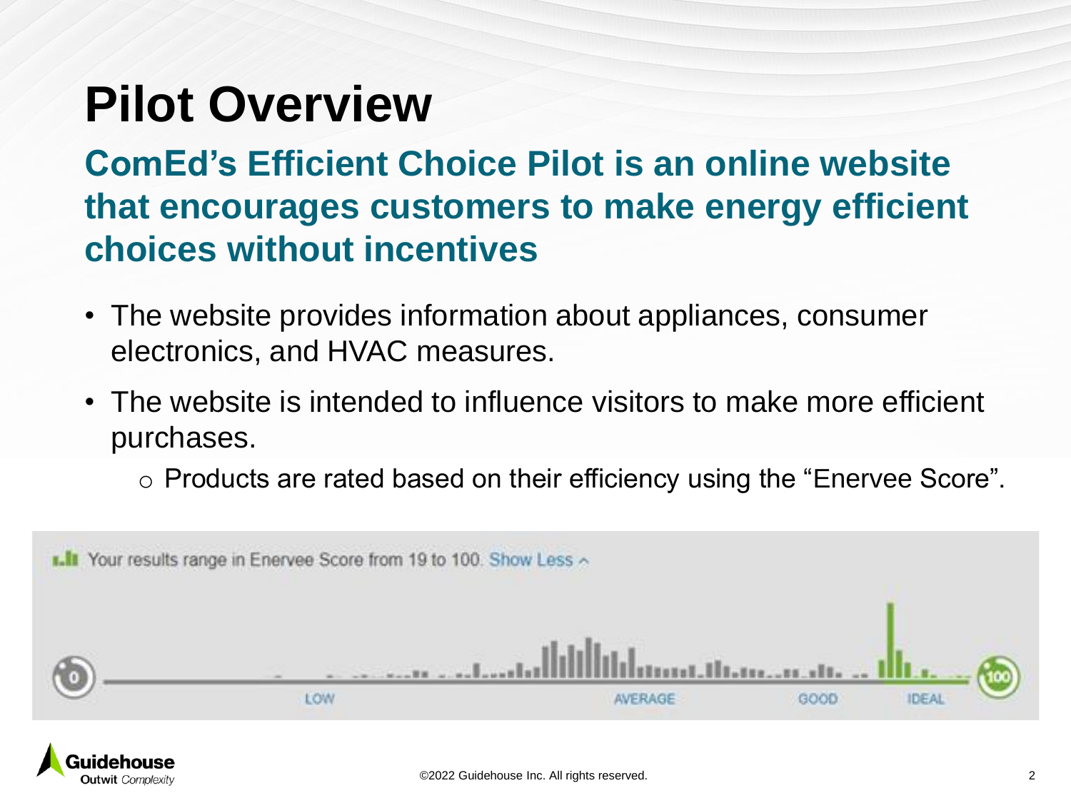# Pilot Overview

## ComEd's Efficient Choice Pilot is an online website that encourages customers to make energy efficient choices without incentives

- The website provides information about appliances, consumer electronics, and HVAC measures.
- The website is intended to influence visitors to make more efficient purchases.
  - Products are rated based on their efficiency using the "Enervee Score".

Your results range in Enervee Score from 19 to 100. Show Less

0 LOW AVERAGE GOOD IDEAL 100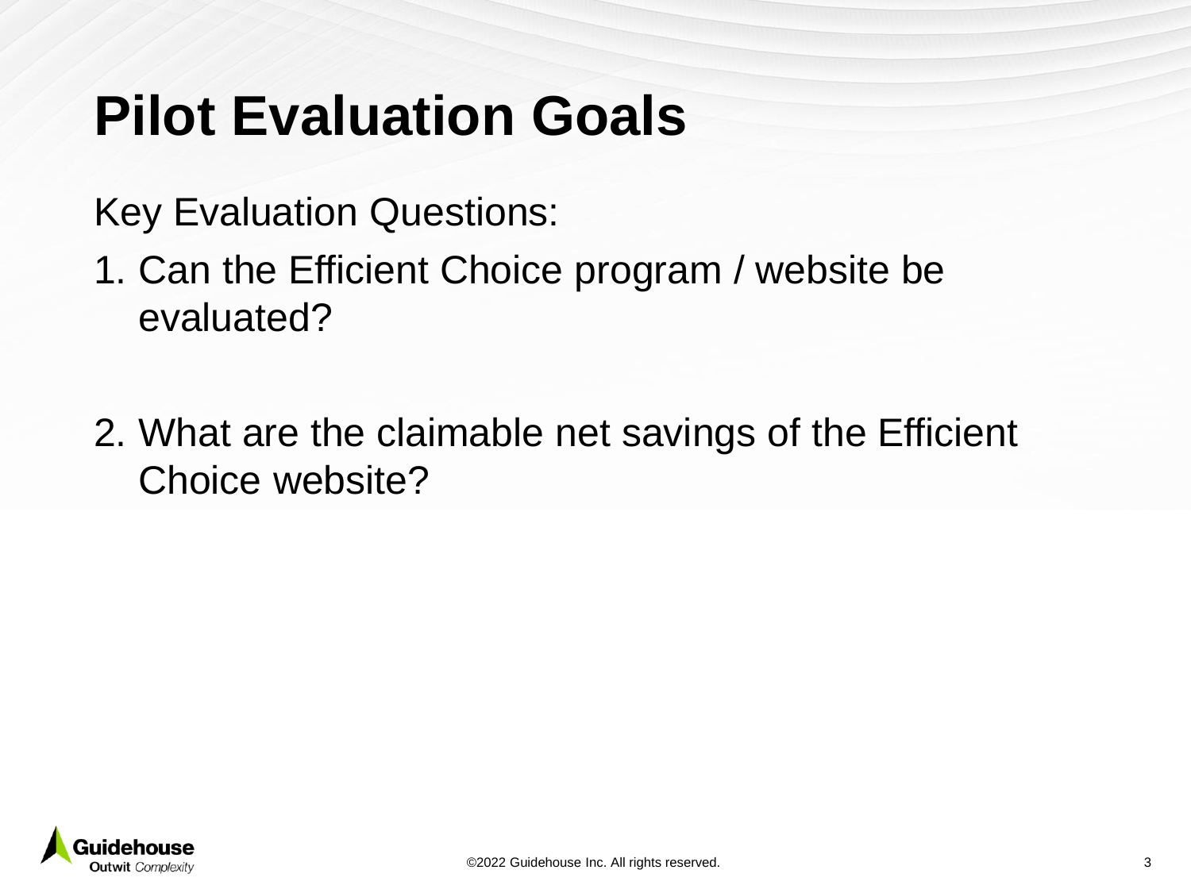# Pilot Evaluation Goals

Key Evaluation Questions:

1. Can the Efficient Choice program / website be evaluated?

2. What are the claimable net savings of the Efficient Choice website?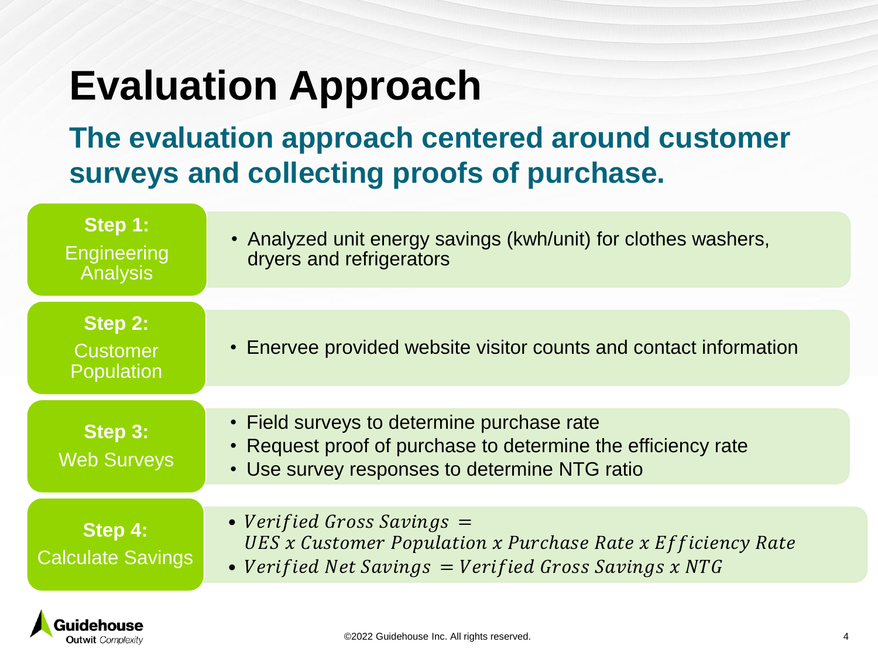# Evaluation Approach

## The evaluation approach centered around customer surveys and collecting proofs of purchase.

**Step 1:** Engineering Analysis

- Analyzed unit energy savings (kwh/unit) for clothes washers, dryers and refrigerators

**Step 2:** Customer Population

- Enervee provided website visitor counts and contact information

**Step 3:** Web Surveys

- Field surveys to determine purchase rate
- Request proof of purchase to determine the efficiency rate
- Use survey responses to determine NTG ratio

**Step 4:** Calculate Savings

- $Verified\ Gross\ Savings = UES \times Customer\ Population \times Purchase\ Rate \times Efficiency\ Rate$
- $Verified\ Net\ Savings = Verified\ Gross\ Savings \times NTG$

©2022 Guidehouse Inc. All rights reserved.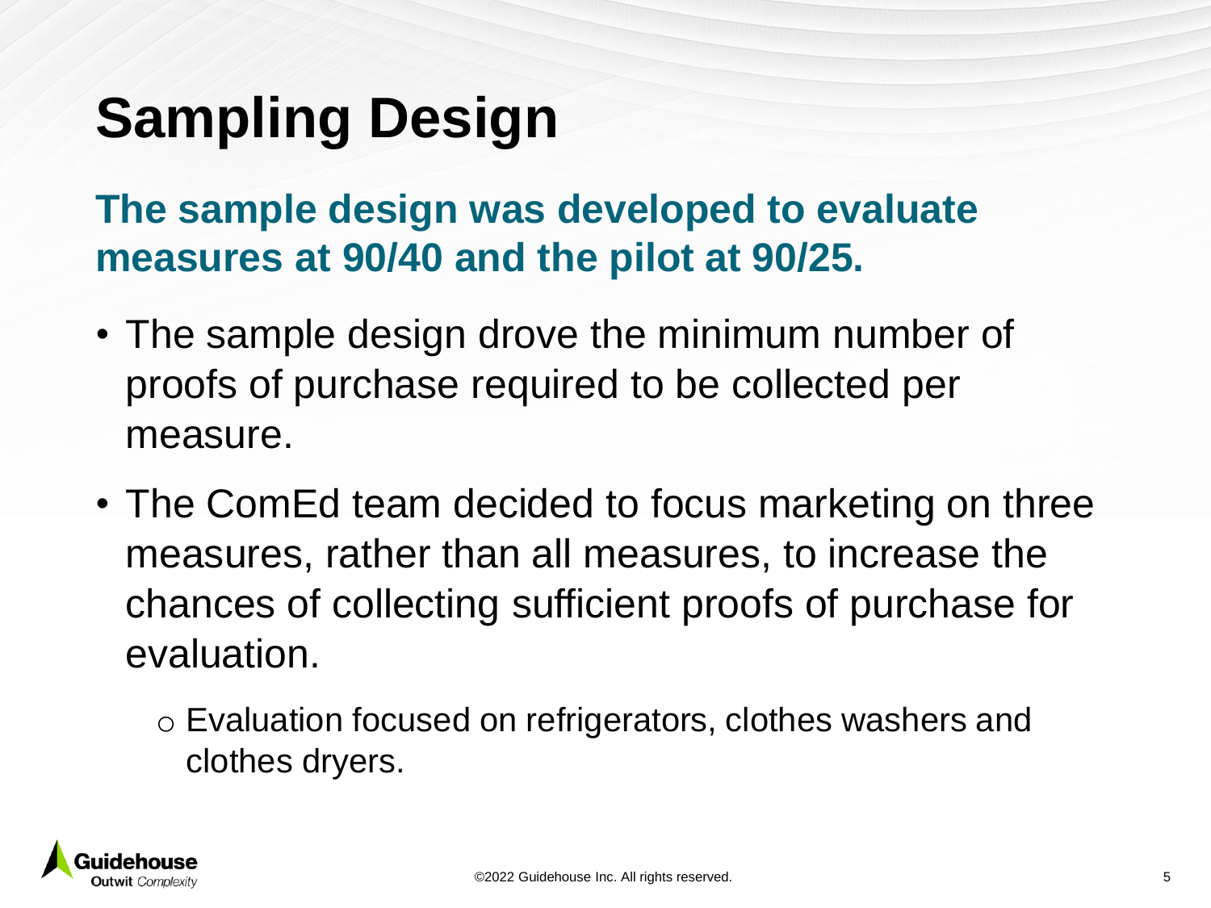# Sampling Design

**The sample design was developed to evaluate measures at 90/40 and the pilot at 90/25.**

- The sample design drove the minimum number of proofs of purchase required to be collected per measure.
- The ComEd team decided to focus marketing on three measures, rather than all measures, to increase the chances of collecting sufficient proofs of purchase for evaluation.
  - Evaluation focused on refrigerators, clothes washers and clothes dryers.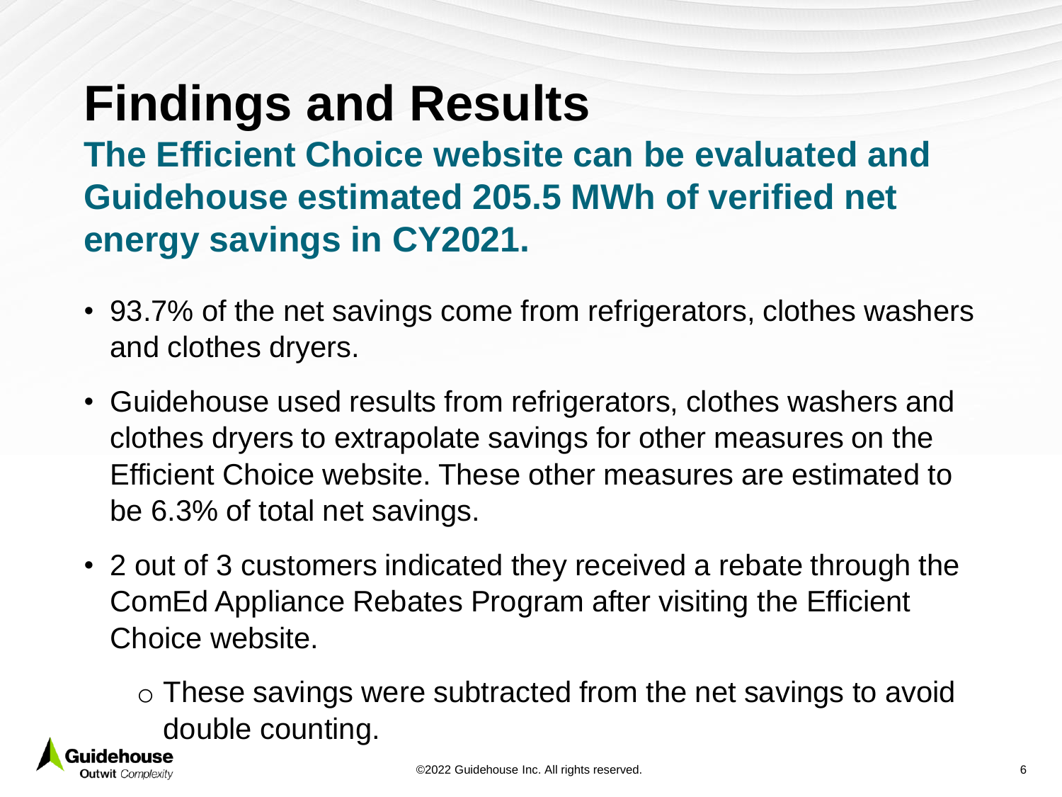# Findings and Results

## The Efficient Choice website can be evaluated and Guidehouse estimated 205.5 MWh of verified net energy savings in CY2021.

- 93.7% of the net savings come from refrigerators, clothes washers and clothes dryers.
- Guidehouse used results from refrigerators, clothes washers and clothes dryers to extrapolate savings for other measures on the Efficient Choice website. These other measures are estimated to be 6.3% of total net savings.
- 2 out of 3 customers indicated they received a rebate through the ComEd Appliance Rebates Program after visiting the Efficient Choice website.
  - These savings were subtracted from the net savings to avoid double counting.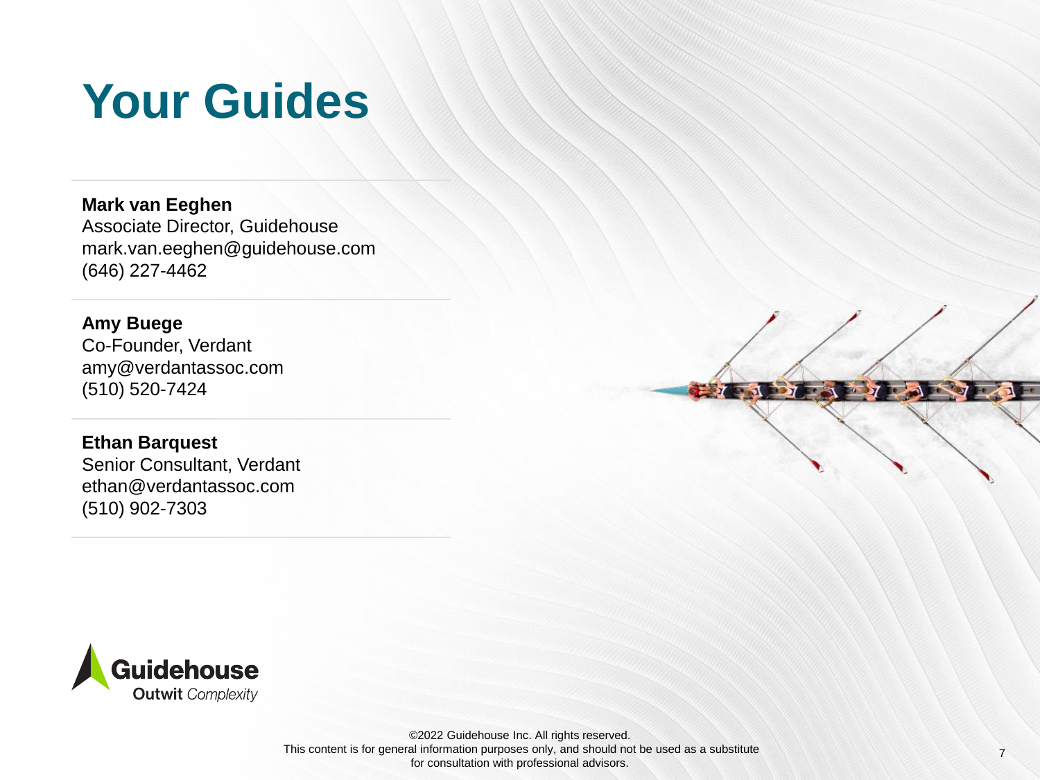# Your Guides

**Mark van Eeghen**
Associate Director, Guidehouse
mark.van.eeghen@guidehouse.com
(646) 227-4462

**Amy Buege**
Co-Founder, Verdant
amy@verdantassoc.com
(510) 520-7424

**Ethan Barquest**
Senior Consultant, Verdant
ethan@verdantassoc.com
(510) 902-7303

Guidehouse
Outwit *Complexity*

©2022 Guidehouse Inc. All rights reserved.
This content is for general information purposes only, and should not be used as a substitute for consultation with professional advisors.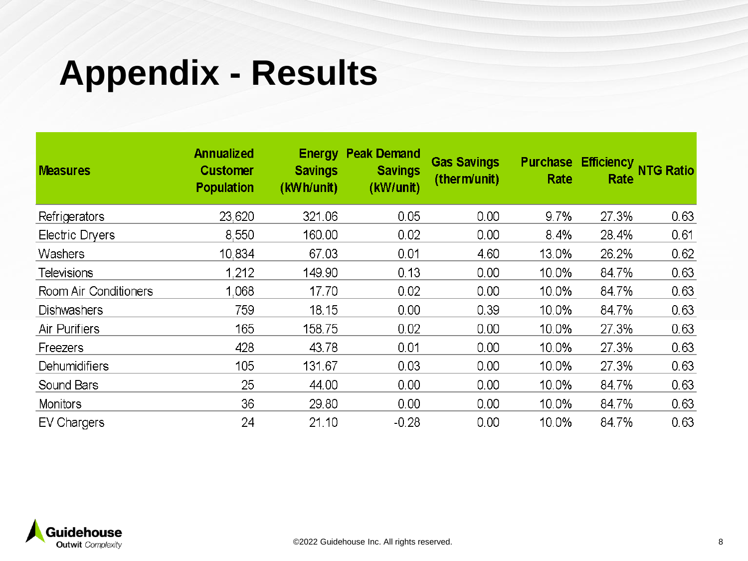# Appendix - Results

| Measures | Annualized Customer Population | Energy Savings (kWh/unit) | Peak Demand Savings (kW/unit) | Gas Savings (therm/unit) | Purchase Rate | Efficiency Rate | NTG Ratio |
|---|---|---|---|---|---|---|---|
| Refrigerators | 23,620 | 321.06 | 0.05 | 0.00 | 9.7% | 27.3% | 0.63 |
| Electric Dryers | 8,550 | 160.00 | 0.02 | 0.00 | 8.4% | 28.4% | 0.61 |
| Washers | 10,834 | 67.03 | 0.01 | 4.60 | 13.0% | 26.2% | 0.62 |
| Televisions | 1,212 | 149.90 | 0.13 | 0.00 | 10.0% | 84.7% | 0.63 |
| Room Air Conditioners | 1,068 | 17.70 | 0.02 | 0.00 | 10.0% | 84.7% | 0.63 |
| Dishwashers | 759 | 18.15 | 0.00 | 0.39 | 10.0% | 84.7% | 0.63 |
| Air Purifiers | 165 | 158.75 | 0.02 | 0.00 | 10.0% | 27.3% | 0.63 |
| Freezers | 428 | 43.78 | 0.01 | 0.00 | 10.0% | 27.3% | 0.63 |
| Dehumidifiers | 105 | 131.67 | 0.03 | 0.00 | 10.0% | 27.3% | 0.63 |
| Sound Bars | 25 | 44.00 | 0.00 | 0.00 | 10.0% | 84.7% | 0.63 |
| Monitors | 36 | 29.80 | 0.00 | 0.00 | 10.0% | 84.7% | 0.63 |
| EV Chargers | 24 | 21.10 | -0.28 | 0.00 | 10.0% | 84.7% | 0.63 |

©2022 Guidehouse Inc. All rights reserved.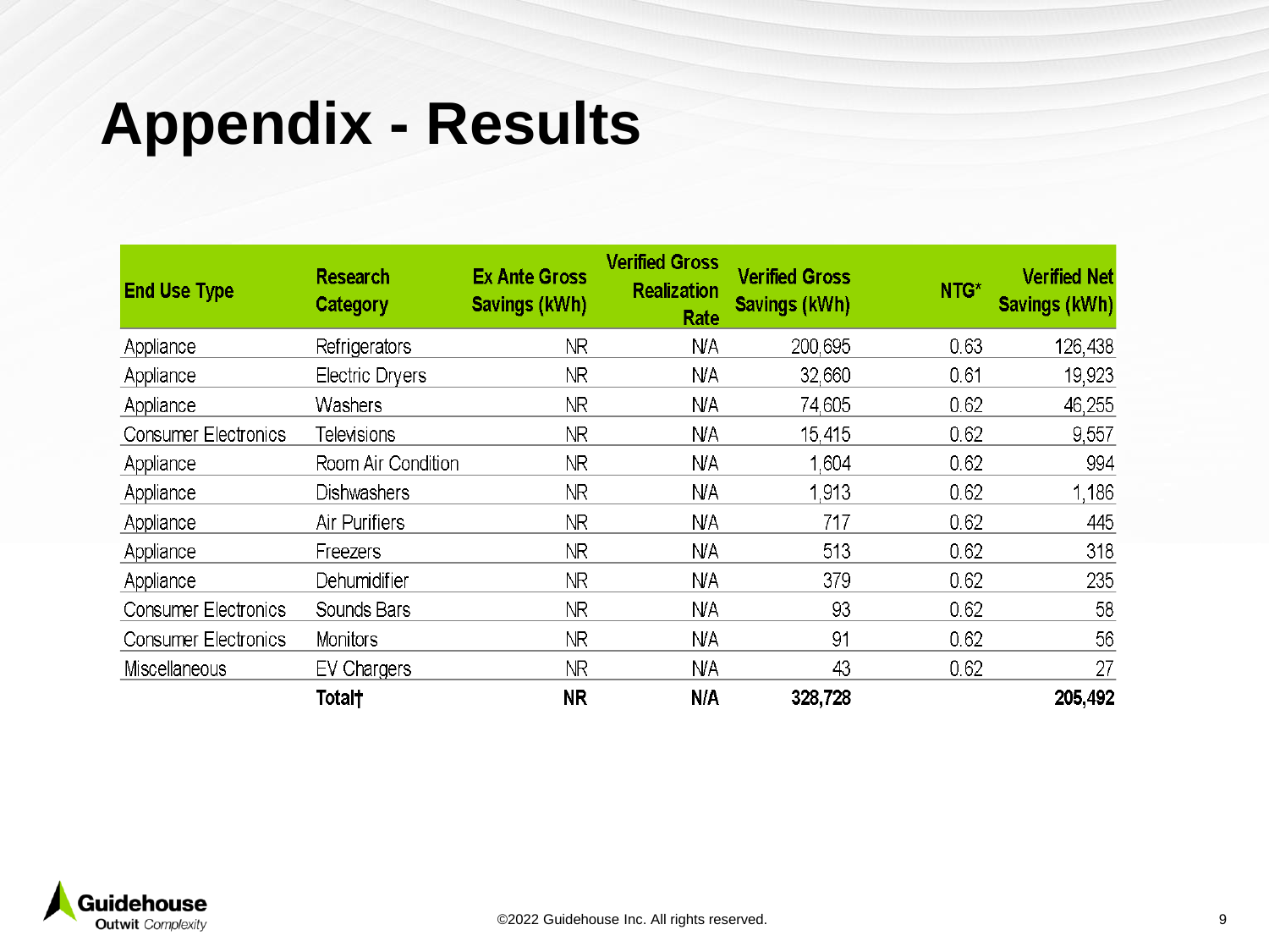# Appendix - Results

| End Use Type | Research Category | Ex Ante Gross Savings (kWh) | Verified Gross Realization Rate | Verified Gross Savings (kWh) | NTG* | Verified Net Savings (kWh) |
|---|---|---|---|---|---|---|
| Appliance | Refrigerators | NR | N/A | 200,695 | 0.63 | 126,438 |
| Appliance | Electric Dryers | NR | N/A | 32,660 | 0.61 | 19,923 |
| Appliance | Washers | NR | N/A | 74,605 | 0.62 | 46,255 |
| Consumer Electronics | Televisions | NR | N/A | 15,415 | 0.62 | 9,557 |
| Appliance | Room Air Condition | NR | N/A | 1,604 | 0.62 | 994 |
| Appliance | Dishwashers | NR | N/A | 1,913 | 0.62 | 1,186 |
| Appliance | Air Purifiers | NR | N/A | 717 | 0.62 | 445 |
| Appliance | Freezers | NR | N/A | 513 | 0.62 | 318 |
| Appliance | Dehumidifier | NR | N/A | 379 | 0.62 | 235 |
| Consumer Electronics | Sounds Bars | NR | N/A | 93 | 0.62 | 58 |
| Consumer Electronics | Monitors | NR | N/A | 91 | 0.62 | 56 |
| Miscellaneous | EV Chargers | NR | N/A | 43 | 0.62 | 27 |
| | **Total†** | **NR** | **N/A** | **328,728** | | **205,492** |

©2022 Guidehouse Inc. All rights reserved.